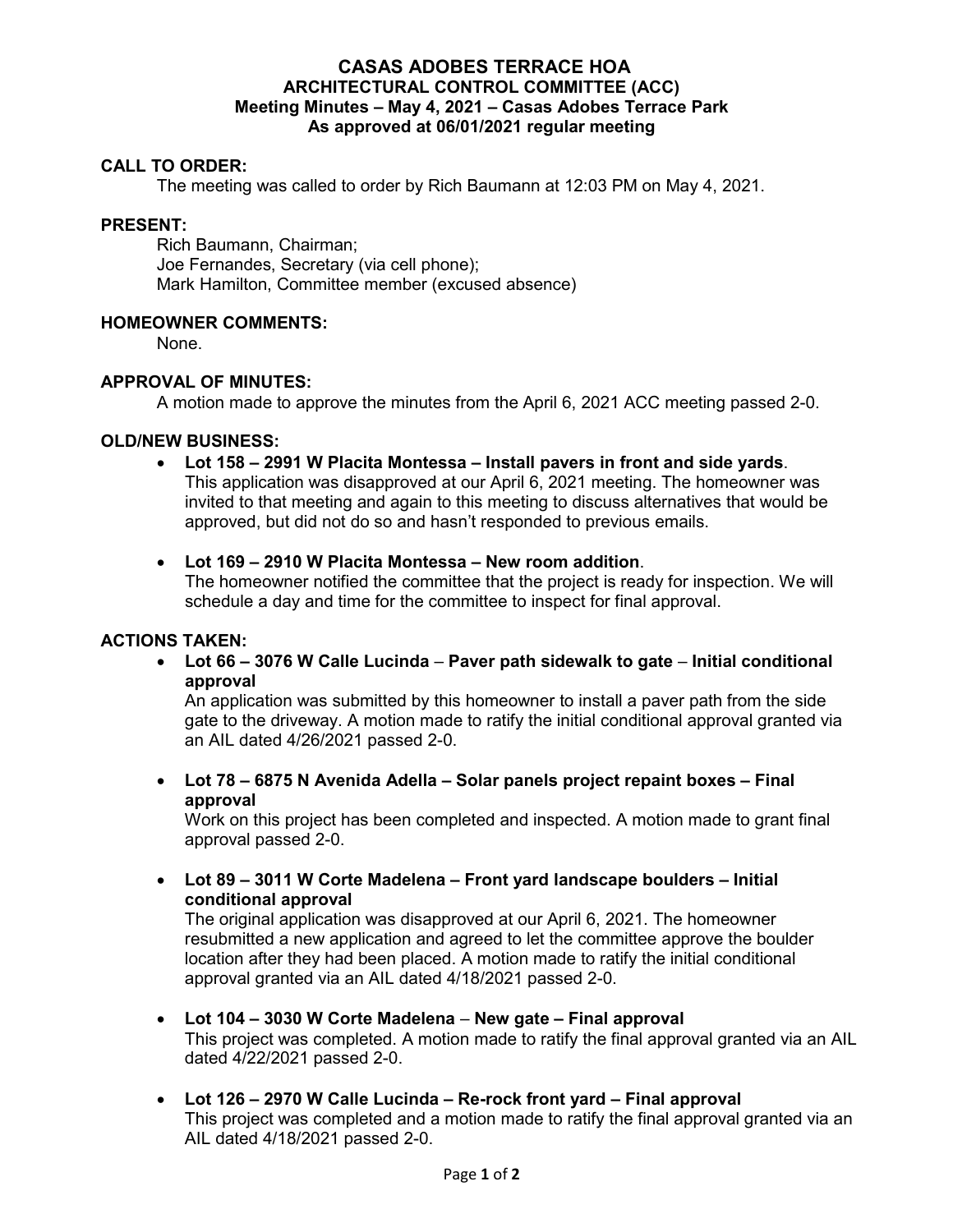# CASAS ADOBES TERRACE HOA
## ARCHITECTURAL CONTROL COMMITTEE (ACC)
### Meeting Minutes – May 4, 2021 – Casas Adobes Terrace Park
### As approved at 06/01/2021 regular meeting

**CALL TO ORDER:**

The meeting was called to order by Rich Baumann at 12:03 PM on May 4, 2021.

**PRESENT:**

Rich Baumann, Chairman;
Joe Fernandes, Secretary (via cell phone);
Mark Hamilton, Committee member (excused absence)

**HOMEOWNER COMMENTS:**

None.

**APPROVAL OF MINUTES:**

A motion made to approve the minutes from the April 6, 2021 ACC meeting passed 2-0.

**OLD/NEW BUSINESS:**

- **Lot 158 – 2991 W Placita Montessa – Install pavers in front and side yards**.
  This application was disapproved at our April 6, 2021 meeting. The homeowner was invited to that meeting and again to this meeting to discuss alternatives that would be approved, but did not do so and hasn't responded to previous emails.

- **Lot 169 – 2910 W Placita Montessa – New room addition**.
  The homeowner notified the committee that the project is ready for inspection. We will schedule a day and time for the committee to inspect for final approval.

**ACTIONS TAKEN:**

- **Lot 66 – 3076 W Calle Lucinda – Paver path sidewalk to gate – Initial conditional approval**
  An application was submitted by this homeowner to install a paver path from the side gate to the driveway. A motion made to ratify the initial conditional approval granted via an AIL dated 4/26/2021 passed 2-0.

- **Lot 78 – 6875 N Avenida Adella – Solar panels project repaint boxes – Final approval**
  Work on this project has been completed and inspected. A motion made to grant final approval passed 2-0.

- **Lot 89 – 3011 W Corte Madelena – Front yard landscape boulders – Initial conditional approval**
  The original application was disapproved at our April 6, 2021. The homeowner resubmitted a new application and agreed to let the committee approve the boulder location after they had been placed. A motion made to ratify the initial conditional approval granted via an AIL dated 4/18/2021 passed 2-0.

- **Lot 104 – 3030 W Corte Madelena – New gate – Final approval**
  This project was completed. A motion made to ratify the final approval granted via an AIL dated 4/22/2021 passed 2-0.

- **Lot 126 – 2970 W Calle Lucinda – Re-rock front yard – Final approval**
  This project was completed and a motion made to ratify the final approval granted via an AIL dated 4/18/2021 passed 2-0.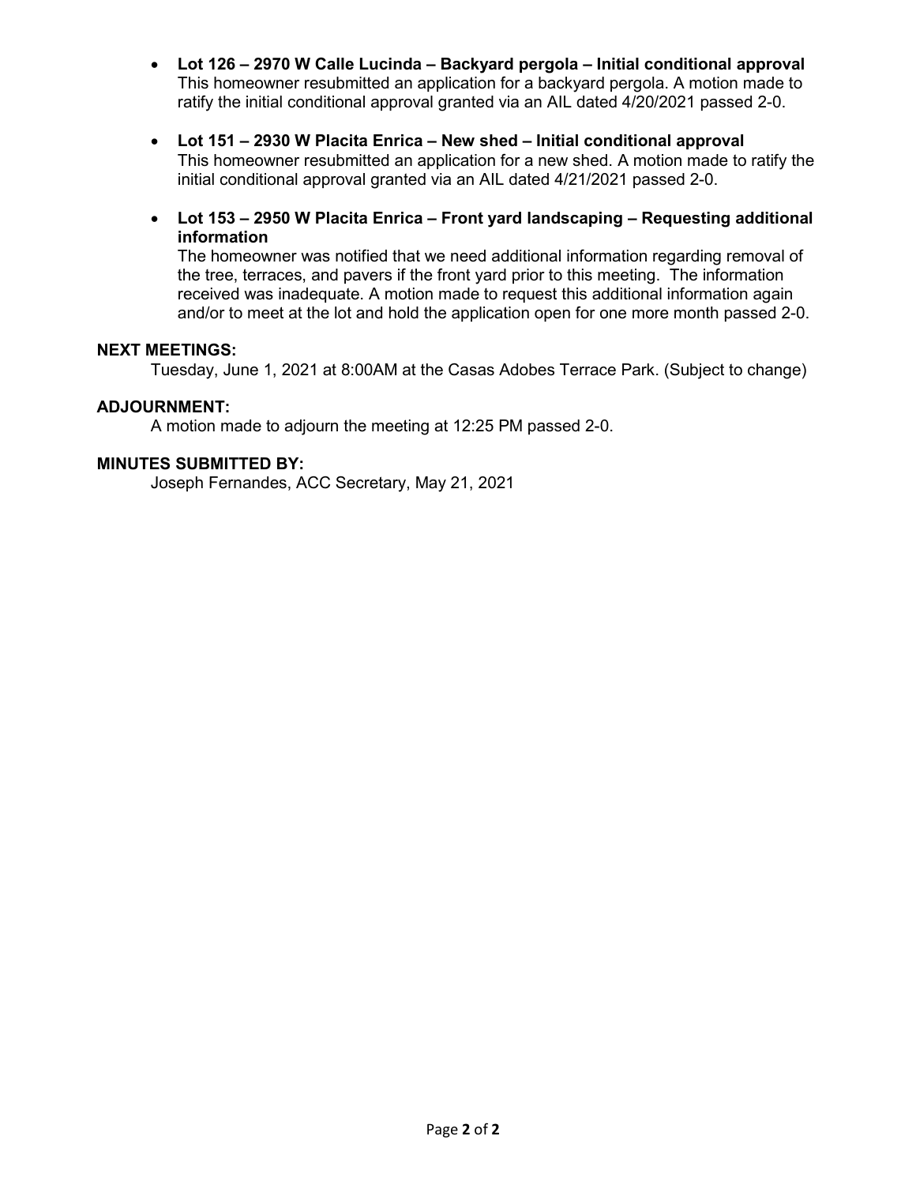- **Lot 126 – 2970 W Calle Lucinda – Backyard pergola – Initial conditional approval**
  This homeowner resubmitted an application for a backyard pergola. A motion made to ratify the initial conditional approval granted via an AIL dated 4/20/2021 passed 2-0.

- **Lot 151 – 2930 W Placita Enrica – New shed – Initial conditional approval**
  This homeowner resubmitted an application for a new shed. A motion made to ratify the initial conditional approval granted via an AIL dated 4/21/2021 passed 2-0.

- **Lot 153 – 2950 W Placita Enrica – Front yard landscaping – Requesting additional information**
  The homeowner was notified that we need additional information regarding removal of the tree, terraces, and pavers if the front yard prior to this meeting. The information received was inadequate. A motion made to request this additional information again and/or to meet at the lot and hold the application open for one more month passed 2-0.

**NEXT MEETINGS:**

Tuesday, June 1, 2021 at 8:00AM at the Casas Adobes Terrace Park. (Subject to change)

**ADJOURNMENT:**

A motion made to adjourn the meeting at 12:25 PM passed 2-0.

**MINUTES SUBMITTED BY:**

Joseph Fernandes, ACC Secretary, May 21, 2021